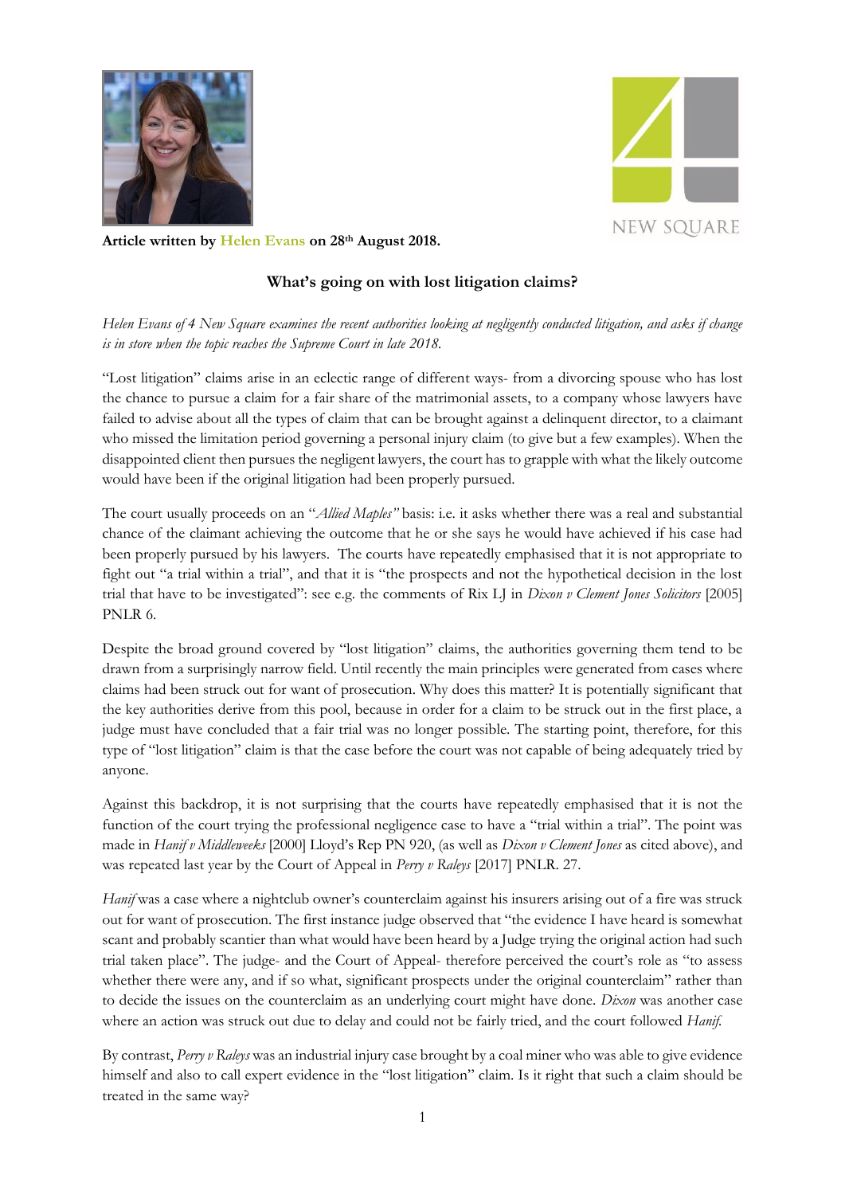**Article written by Helen Evans on 28th August 2018.**

## What's going on with lost litigation claims?

*Helen Evans of 4 New Square examines the recent authorities looking at negligently conducted litigation, and asks if change is in store when the topic reaches the Supreme Court in late 2018.*

"Lost litigation" claims arise in an eclectic range of different ways- from a divorcing spouse who has lost the chance to pursue a claim for a fair share of the matrimonial assets, to a company whose lawyers have failed to advise about all the types of claim that can be brought against a delinquent director, to a claimant who missed the limitation period governing a personal injury claim (to give but a few examples). When the disappointed client then pursues the negligent lawyers, the court has to grapple with what the likely outcome would have been if the original litigation had been properly pursued.

The court usually proceeds on an "*Allied Maples"* basis: i.e. it asks whether there was a real and substantial chance of the claimant achieving the outcome that he or she says he would have achieved if his case had been properly pursued by his lawyers. The courts have repeatedly emphasised that it is not appropriate to fight out "a trial within a trial", and that it is "the prospects and not the hypothetical decision in the lost trial that have to be investigated": see e.g. the comments of Rix LJ in *Dixon v Clement Jones Solicitors* [2005] PNLR 6.

Despite the broad ground covered by "lost litigation" claims, the authorities governing them tend to be drawn from a surprisingly narrow field. Until recently the main principles were generated from cases where claims had been struck out for want of prosecution. Why does this matter? It is potentially significant that the key authorities derive from this pool, because in order for a claim to be struck out in the first place, a judge must have concluded that a fair trial was no longer possible. The starting point, therefore, for this type of "lost litigation" claim is that the case before the court was not capable of being adequately tried by anyone.

Against this backdrop, it is not surprising that the courts have repeatedly emphasised that it is not the function of the court trying the professional negligence case to have a "trial within a trial". The point was made in *Hanif v Middleweeks* [2000] Lloyd's Rep PN 920, (as well as *Dixon v Clement Jones* as cited above), and was repeated last year by the Court of Appeal in *Perry v Raleys* [2017] PNLR. 27.

*Hanif* was a case where a nightclub owner's counterclaim against his insurers arising out of a fire was struck out for want of prosecution. The first instance judge observed that "the evidence I have heard is somewhat scant and probably scantier than what would have been heard by a Judge trying the original action had such trial taken place". The judge- and the Court of Appeal- therefore perceived the court's role as "to assess whether there were any, and if so what, significant prospects under the original counterclaim" rather than to decide the issues on the counterclaim as an underlying court might have done. *Dixon* was another case where an action was struck out due to delay and could not be fairly tried, and the court followed *Hanif.*

By contrast, *Perry v Raleys* was an industrial injury case brought by a coal miner who was able to give evidence himself and also to call expert evidence in the "lost litigation" claim. Is it right that such a claim should be treated in the same way?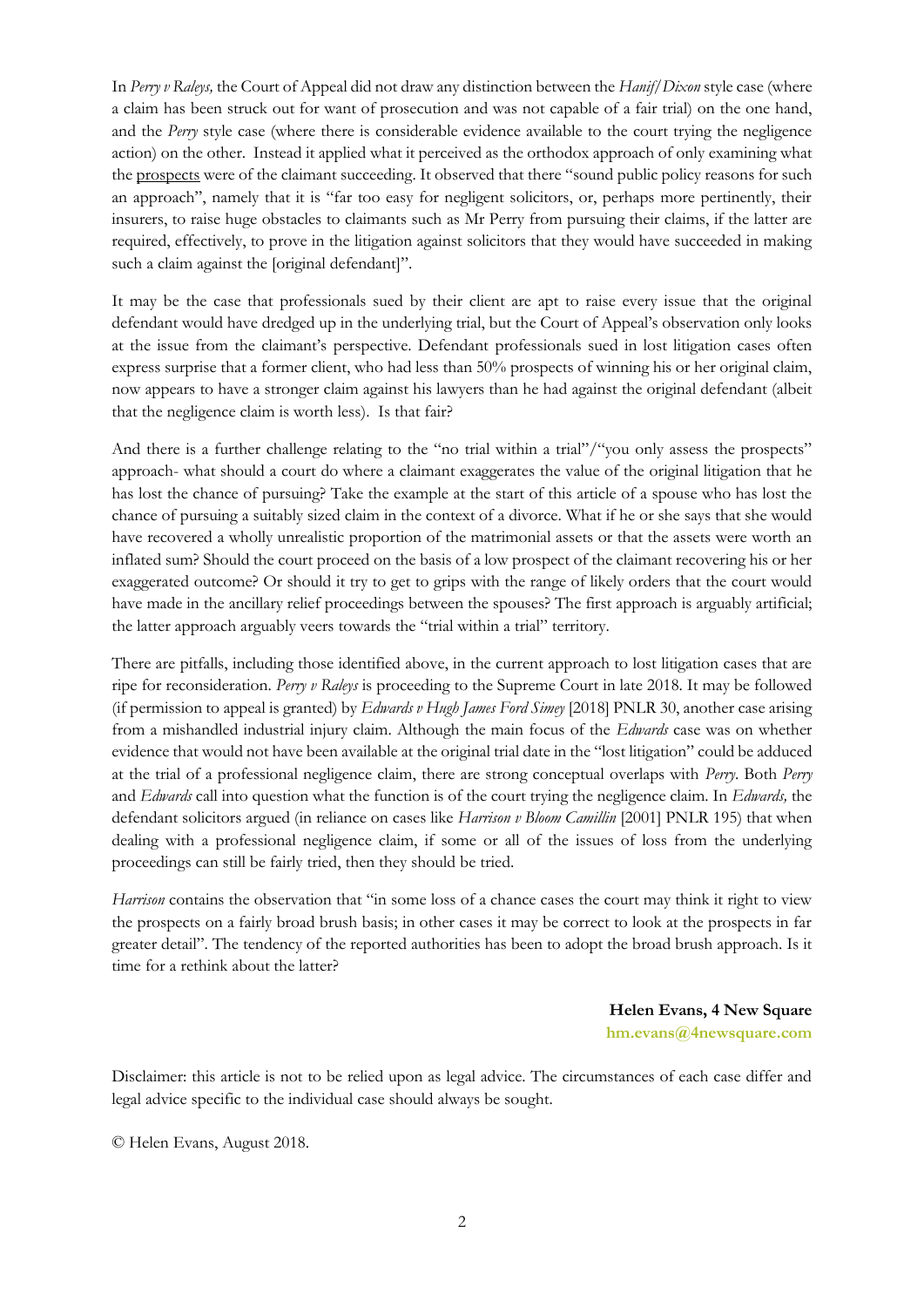In *Perry v Raleys,* the Court of Appeal did not draw any distinction between the *Hanif/Dixon* style case (where a claim has been struck out for want of prosecution and was not capable of a fair trial) on the one hand, and the *Perry* style case (where there is considerable evidence available to the court trying the negligence action) on the other. Instead it applied what it perceived as the orthodox approach of only examining what the <u>prospects</u> were of the claimant succeeding. It observed that there "sound public policy reasons for such an approach", namely that it is "far too easy for negligent solicitors, or, perhaps more pertinently, their insurers, to raise huge obstacles to claimants such as Mr Perry from pursuing their claims, if the latter are required, effectively, to prove in the litigation against solicitors that they would have succeeded in making such a claim against the [original defendant]".

It may be the case that professionals sued by their client are apt to raise every issue that the original defendant would have dredged up in the underlying trial, but the Court of Appeal's observation only looks at the issue from the claimant's perspective. Defendant professionals sued in lost litigation cases often express surprise that a former client, who had less than 50% prospects of winning his or her original claim, now appears to have a stronger claim against his lawyers than he had against the original defendant (albeit that the negligence claim is worth less). Is that fair?

And there is a further challenge relating to the "no trial within a trial"/"you only assess the prospects" approach- what should a court do where a claimant exaggerates the value of the original litigation that he has lost the chance of pursuing? Take the example at the start of this article of a spouse who has lost the chance of pursuing a suitably sized claim in the context of a divorce. What if he or she says that she would have recovered a wholly unrealistic proportion of the matrimonial assets or that the assets were worth an inflated sum? Should the court proceed on the basis of a low prospect of the claimant recovering his or her exaggerated outcome? Or should it try to get to grips with the range of likely orders that the court would have made in the ancillary relief proceedings between the spouses? The first approach is arguably artificial; the latter approach arguably veers towards the "trial within a trial" territory.

There are pitfalls, including those identified above, in the current approach to lost litigation cases that are ripe for reconsideration. *Perry v Raleys* is proceeding to the Supreme Court in late 2018. It may be followed (if permission to appeal is granted) by *Edwards v Hugh James Ford Simey* [2018] PNLR 30, another case arising from a mishandled industrial injury claim. Although the main focus of the *Edwards* case was on whether evidence that would not have been available at the original trial date in the "lost litigation" could be adduced at the trial of a professional negligence claim, there are strong conceptual overlaps with *Perry*. Both *Perry* and *Edwards* call into question what the function is of the court trying the negligence claim. In *Edwards,* the defendant solicitors argued (in reliance on cases like *Harrison v Bloom Camillin* [2001] PNLR 195) that when dealing with a professional negligence claim, if some or all of the issues of loss from the underlying proceedings can still be fairly tried, then they should be tried.

*Harrison* contains the observation that "in some loss of a chance cases the court may think it right to view the prospects on a fairly broad brush basis; in other cases it may be correct to look at the prospects in far greater detail". The tendency of the reported authorities has been to adopt the broad brush approach. Is it time for a rethink about the latter?

**Helen Evans, 4 New Square**
**hm.evans@4newsquare.com**

Disclaimer: this article is not to be relied upon as legal advice. The circumstances of each case differ and legal advice specific to the individual case should always be sought.

© Helen Evans, August 2018.